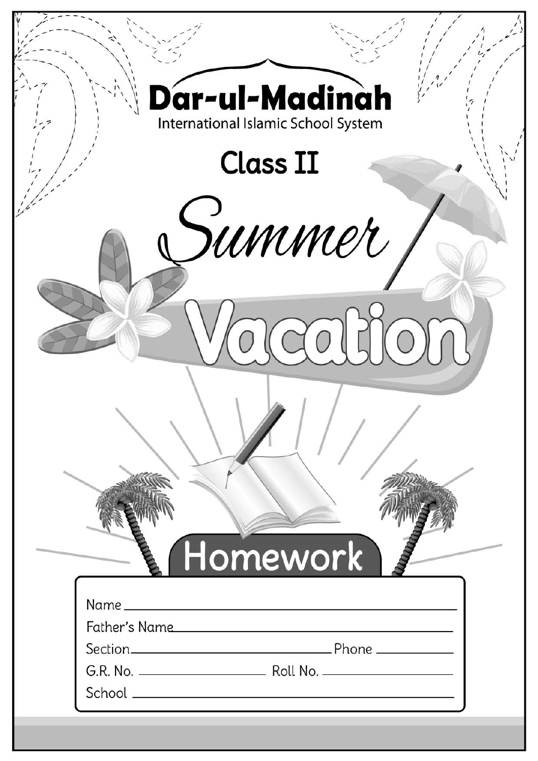# Dar-ul-Madinah

International Islamic School System

## Class II

# Summer Vacation

## Homework

Name ______________________________

Father's Name ______________________________

Section ____________________ Phone ____________

G.R. No. ____________ Roll No. ____________

School ______________________________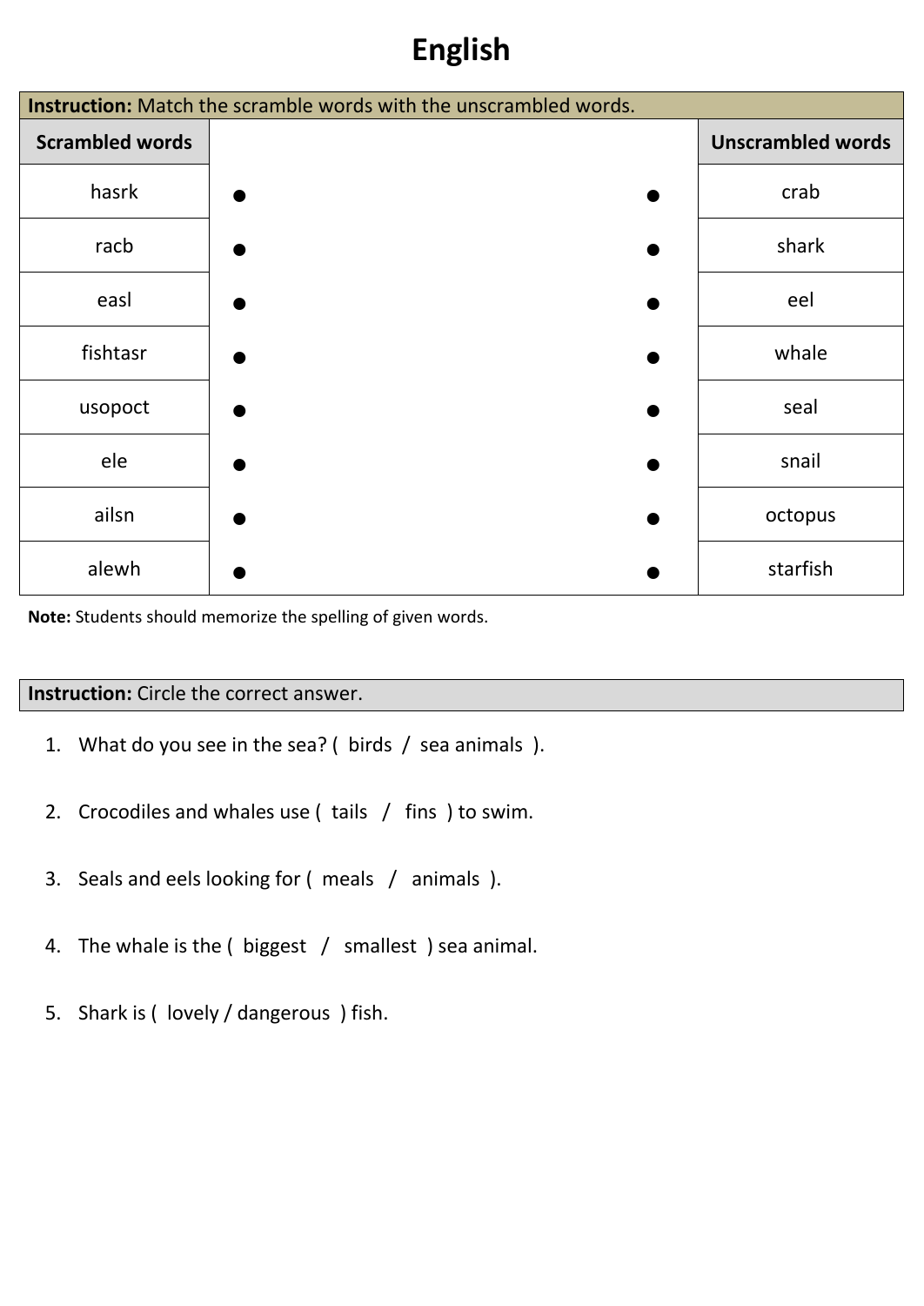# English

**Instruction:** Match the scramble words with the unscrambled words.

| Scrambled words | | | Unscrambled words |
|---|---|---|---|
| hasrk | ● | ● | crab |
| racb | ● | ● | shark |
| easl | ● | ● | eel |
| fishtasr | ● | ● | whale |
| usopoct | ● | ● | seal |
| ele | ● | ● | snail |
| ailsn | ● | ● | octopus |
| alewh | ● | ● | starfish |

**Note:** Students should memorize the spelling of given words.

**Instruction:** Circle the correct answer.

1. What do you see in the sea? ( birds / sea animals ).
2. Crocodiles and whales use ( tails / fins ) to swim.
3. Seals and eels looking for ( meals / animals ).
4. The whale is the ( biggest / smallest ) sea animal.
5. Shark is ( lovely / dangerous ) fish.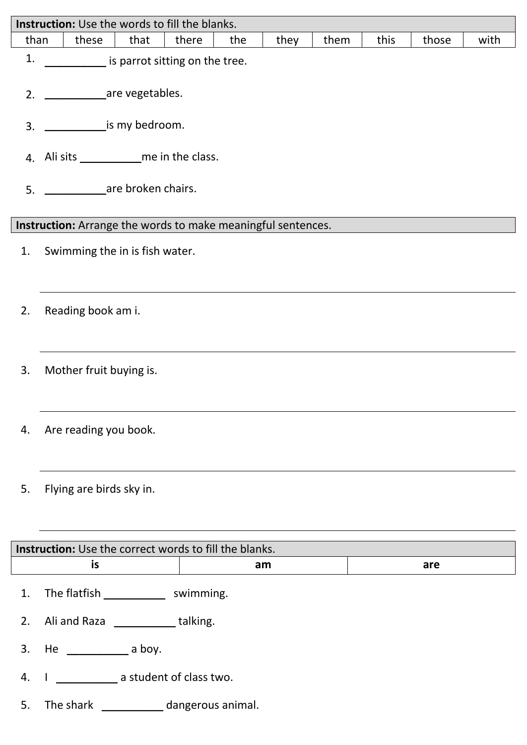| **Instruction:** Use the words to fill the blanks. | | | | | | | | | |
|---|---|---|---|---|---|---|---|---|---|
| than | these | that | there | the | they | them | this | those | with |

1. __________ is parrot sitting on the tree.
2. __________are vegetables.
3. __________is my bedroom.
4. Ali sits __________me in the class.
5. __________are broken chairs.

| **Instruction:** Arrange the words to make meaningful sentences. |
|---|

1. Swimming the in is fish water.

   ______________________________________________

2. Reading book am i.

   ______________________________________________

3. Mother fruit buying is.

   ______________________________________________

4. Are reading you book.

   ______________________________________________

5. Flying are birds sky in.

   ______________________________________________

| **Instruction:** Use the correct words to fill the blanks. | | |
|---|---|---|
| **is** | **am** | **are** |

1. The flatfish __________ swimming.
2. Ali and Raza __________ talking.
3. He __________ a boy.
4. I __________ a student of class two.
5. The shark __________ dangerous animal.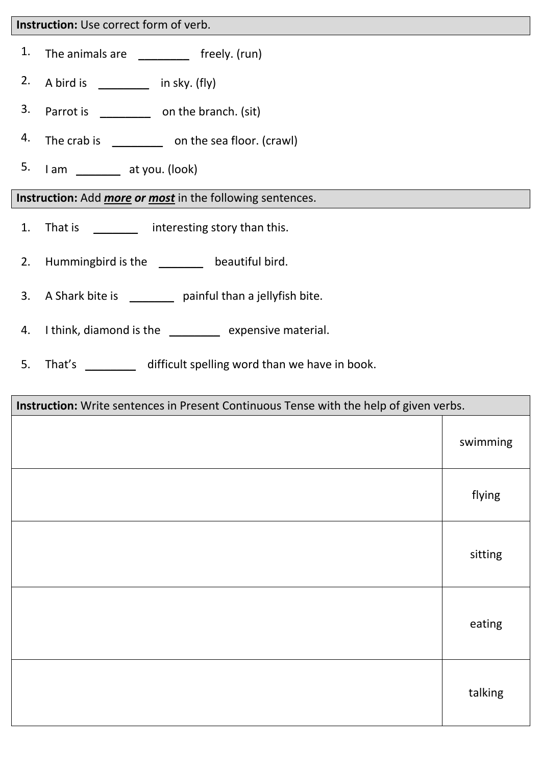**Instruction:** Use correct form of verb.

1. The animals are ________ freely. (run)
2. A bird is ________ in sky. (fly)
3. Parrot is ________ on the branch. (sit)
4. The crab is ________ on the sea floor. (crawl)
5. I am _______ at you. (look)

**Instruction:** Add ***more*** ***or*** ***most*** in the following sentences.

1. That is _______ interesting story than this.
2. Hummingbird is the _______ beautiful bird.
3. A Shark bite is _______ painful than a jellyfish bite.
4. I think, diamond is the ________ expensive material.
5. That's ________ difficult spelling word than we have in book.

| **Instruction:** Write sentences in Present Continuous Tense with the help of given verbs. | |
|---|---|
| | swimming |
| | flying |
| | sitting |
| | eating |
| | talking |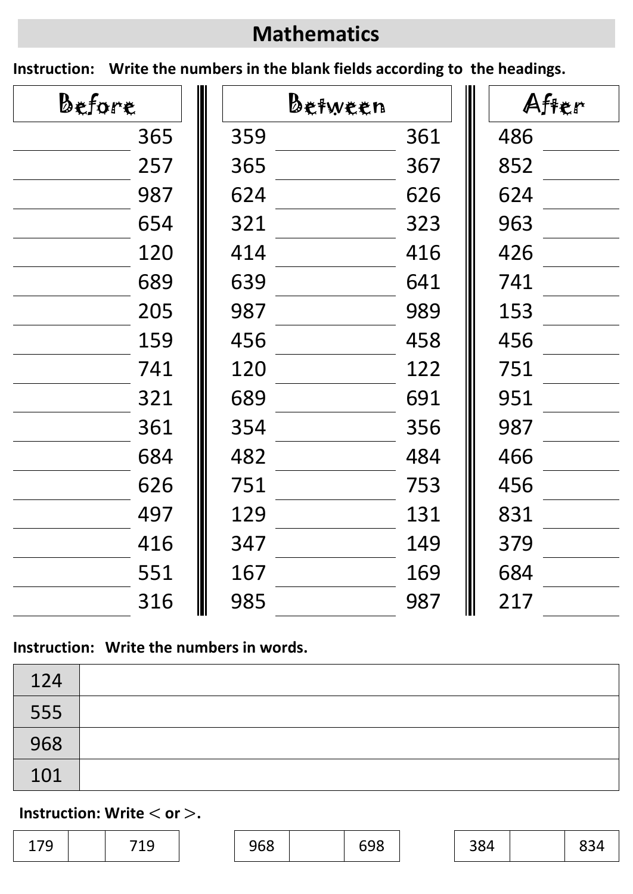# Mathematics

**Instruction: Write the numbers in the blank fields according to the headings.**

| Before | | Between | | | After | |
|---|---|---|---|---|---|---|
| | 365 | 359 | | 361 | 486 | |
| | 257 | 365 | | 367 | 852 | |
| | 987 | 624 | | 626 | 624 | |
| | 654 | 321 | | 323 | 963 | |
| | 120 | 414 | | 416 | 426 | |
| | 689 | 639 | | 641 | 741 | |
| | 205 | 987 | | 989 | 153 | |
| | 159 | 456 | | 458 | 456 | |
| | 741 | 120 | | 122 | 751 | |
| | 321 | 689 | | 691 | 951 | |
| | 361 | 354 | | 356 | 987 | |
| | 684 | 482 | | 484 | 466 | |
| | 626 | 751 | | 753 | 456 | |
| | 497 | 129 | | 131 | 831 | |
| | 416 | 347 | | 149 | 379 | |
| | 551 | 167 | | 169 | 684 | |
| | 316 | 985 | | 987 | 217 | |

**Instruction: Write the numbers in words.**

| Number | Words |
|---|---|
| 124 | |
| 555 | |
| 968 | |
| 101 | |

**Instruction: Write < or >.**

| | | | | | | | | |
|---|---|---|---|---|---|---|---|---|
| 179 | | 719 | 968 | | 698 | 384 | | 834 |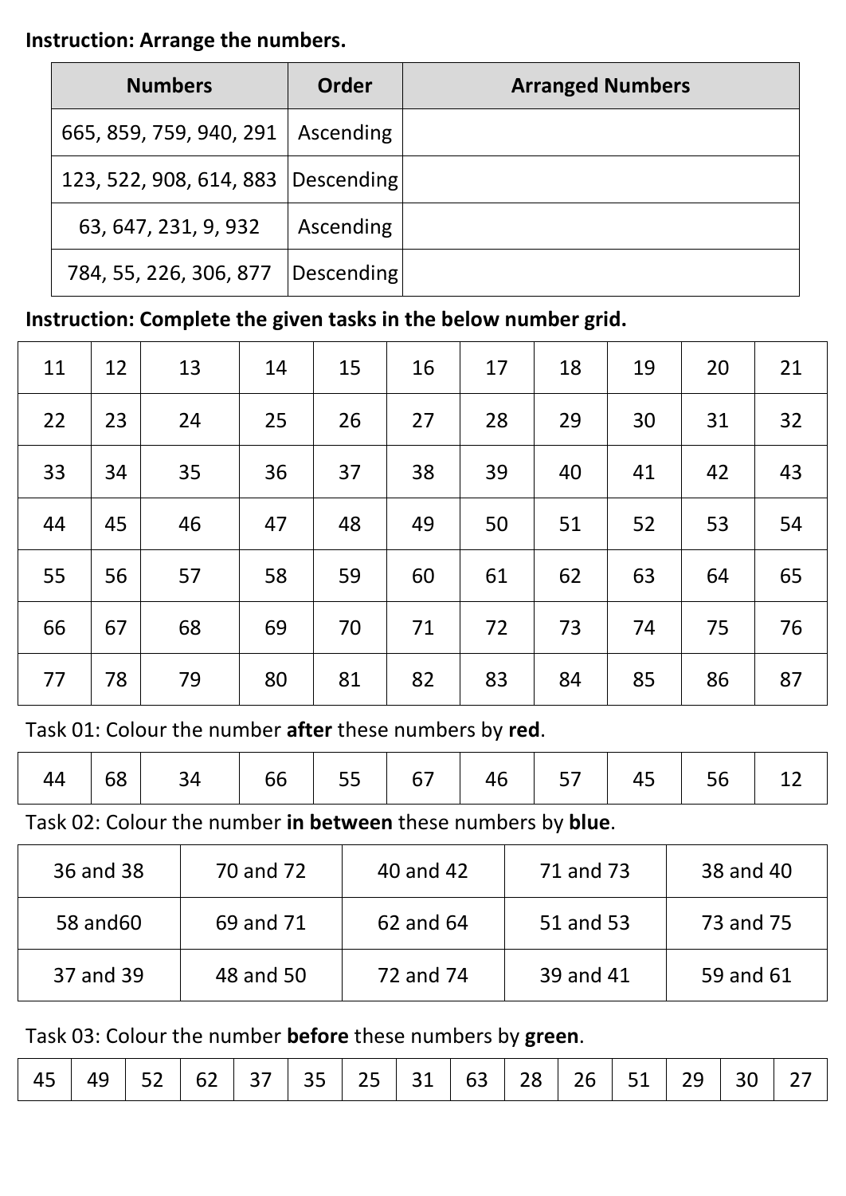**Instruction: Arrange the numbers.**

| Numbers | Order | Arranged Numbers |
|---|---|---|
| 665, 859, 759, 940, 291 | Ascending | |
| 123, 522, 908, 614, 883 | Descending | |
| 63, 647, 231, 9, 932 | Ascending | |
| 784, 55, 226, 306, 877 | Descending | |

**Instruction: Complete the given tasks in the below number grid.**

| | | | | | | | | | | |
|---|---|---|---|---|---|---|---|---|---|---|
| 11 | 12 | 13 | 14 | 15 | 16 | 17 | 18 | 19 | 20 | 21 |
| 22 | 23 | 24 | 25 | 26 | 27 | 28 | 29 | 30 | 31 | 32 |
| 33 | 34 | 35 | 36 | 37 | 38 | 39 | 40 | 41 | 42 | 43 |
| 44 | 45 | 46 | 47 | 48 | 49 | 50 | 51 | 52 | 53 | 54 |
| 55 | 56 | 57 | 58 | 59 | 60 | 61 | 62 | 63 | 64 | 65 |
| 66 | 67 | 68 | 69 | 70 | 71 | 72 | 73 | 74 | 75 | 76 |
| 77 | 78 | 79 | 80 | 81 | 82 | 83 | 84 | 85 | 86 | 87 |

Task 01: Colour the number **after** these numbers by **red**.

| | | | | | | | | | | |
|---|---|---|---|---|---|---|---|---|---|---|
| 44 | 68 | 34 | 66 | 55 | 67 | 46 | 57 | 45 | 56 | 12 |

Task 02: Colour the number **in between** these numbers by **blue**.

| | | | | |
|---|---|---|---|---|
| 36 and 38 | 70 and 72 | 40 and 42 | 71 and 73 | 38 and 40 |
| 58 and60 | 69 and 71 | 62 and 64 | 51 and 53 | 73 and 75 |
| 37 and 39 | 48 and 50 | 72 and 74 | 39 and 41 | 59 and 61 |

Task 03: Colour the number **before** these numbers by **green**.

| | | | | | | | | | | | | | | |
|---|---|---|---|---|---|---|---|---|---|---|---|---|---|---|
| 45 | 49 | 52 | 62 | 37 | 35 | 25 | 31 | 63 | 28 | 26 | 51 | 29 | 30 | 27 |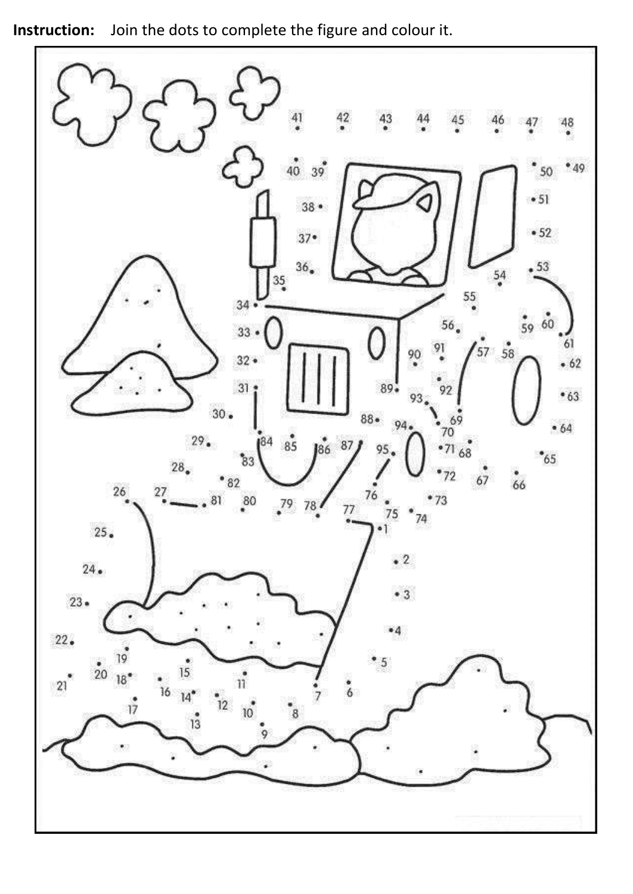**Instruction:** Join the dots to complete the figure and colour it.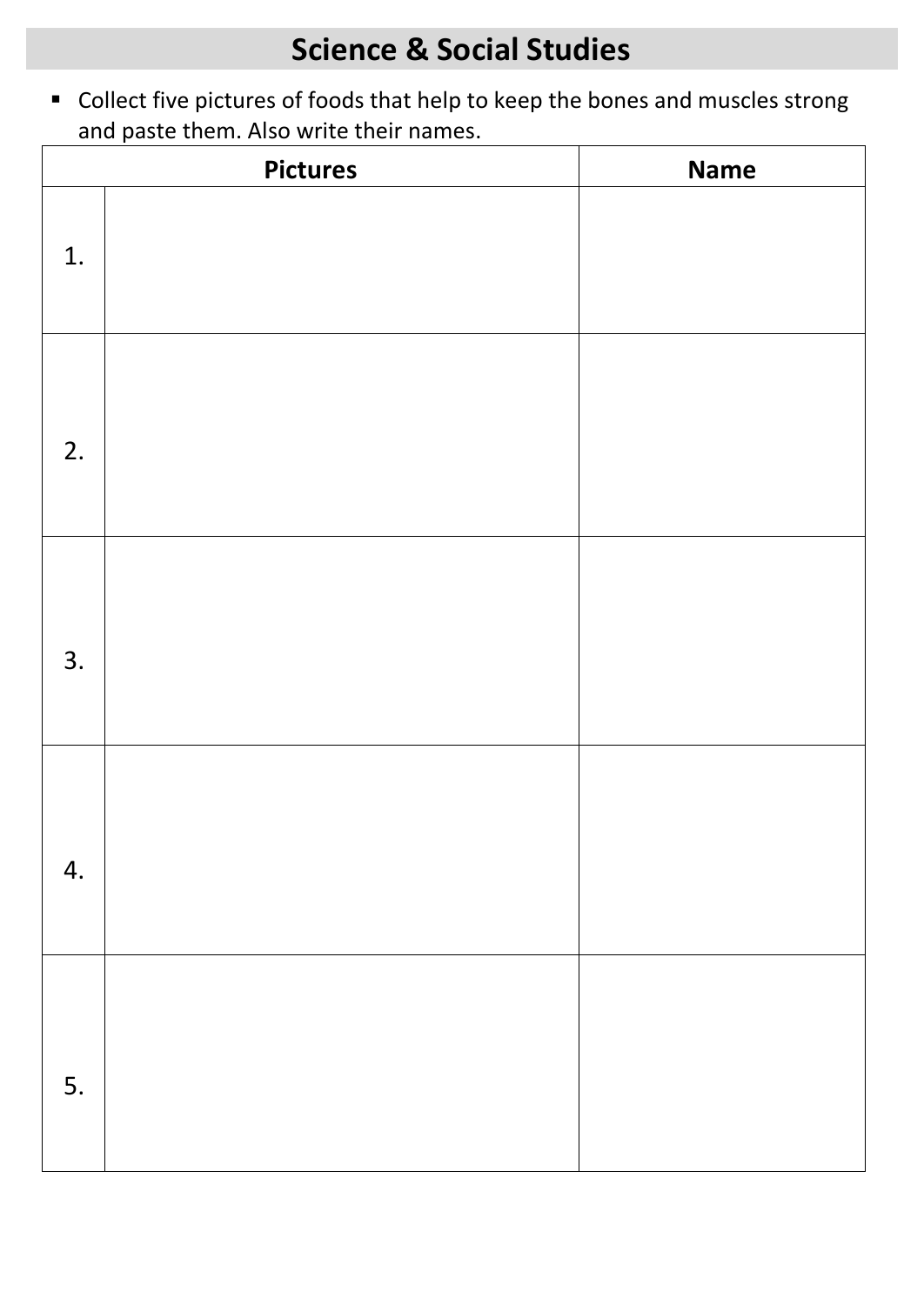# Science & Social Studies

- Collect five pictures of foods that help to keep the bones and muscles strong and paste them. Also write their names.

| Pictures | | Name |
|---|---|---|
| 1. | | |
| 2. | | |
| 3. | | |
| 4. | | |
| 5. | | |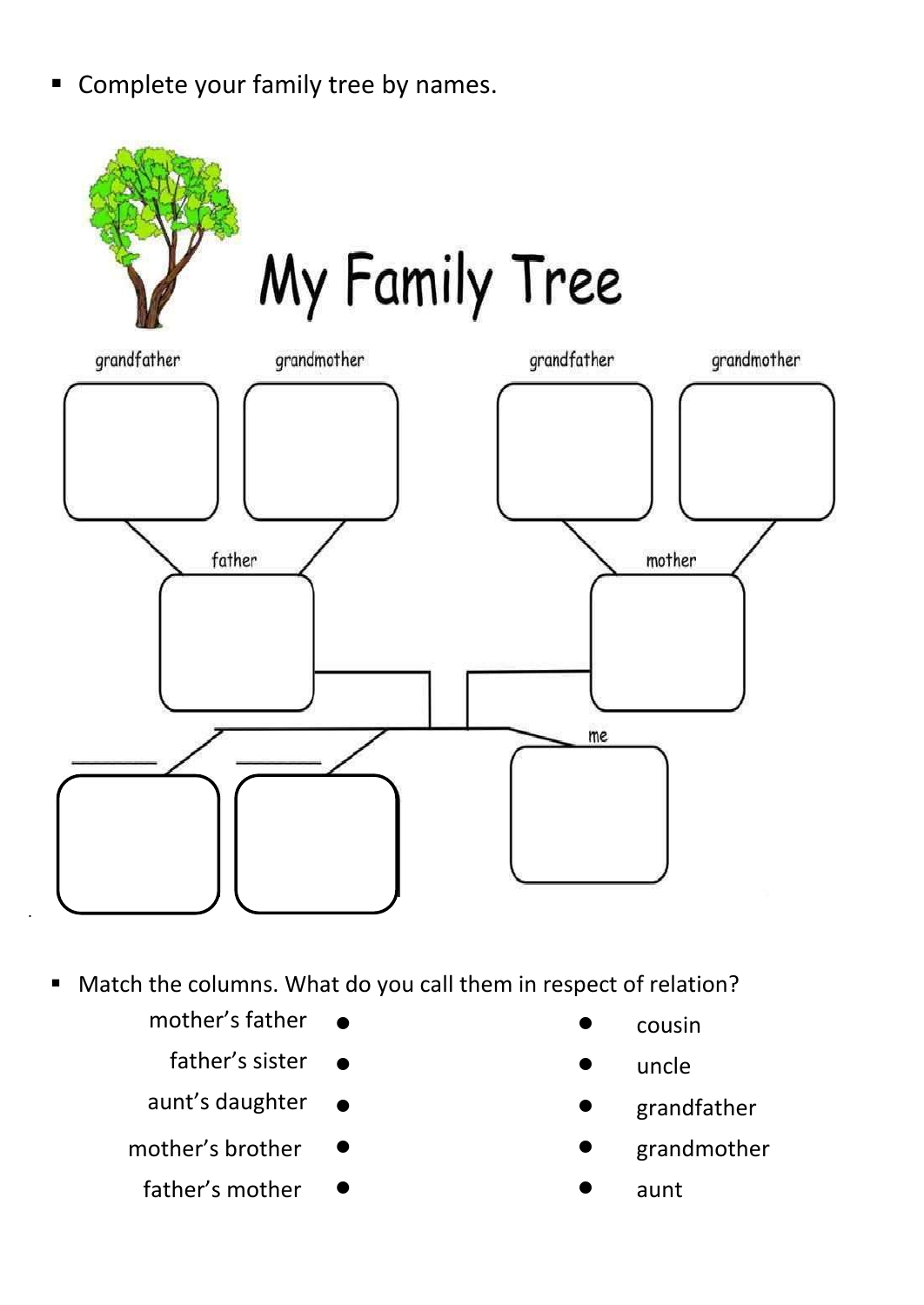- Complete your family tree by names.

# My Family Tree

grandfather | grandmother | grandfather | grandmother

father | mother

\_\_\_\_\_\_\_\_ | \_\_\_\_\_\_\_\_ | me

- Match the columns. What do you call them in respect of relation?

| | |
|---|---|
| mother's father ● | ● cousin |
| father's sister ● | ● uncle |
| aunt's daughter ● | ● grandfather |
| mother's brother ● | ● grandmother |
| father's mother ● | ● aunt |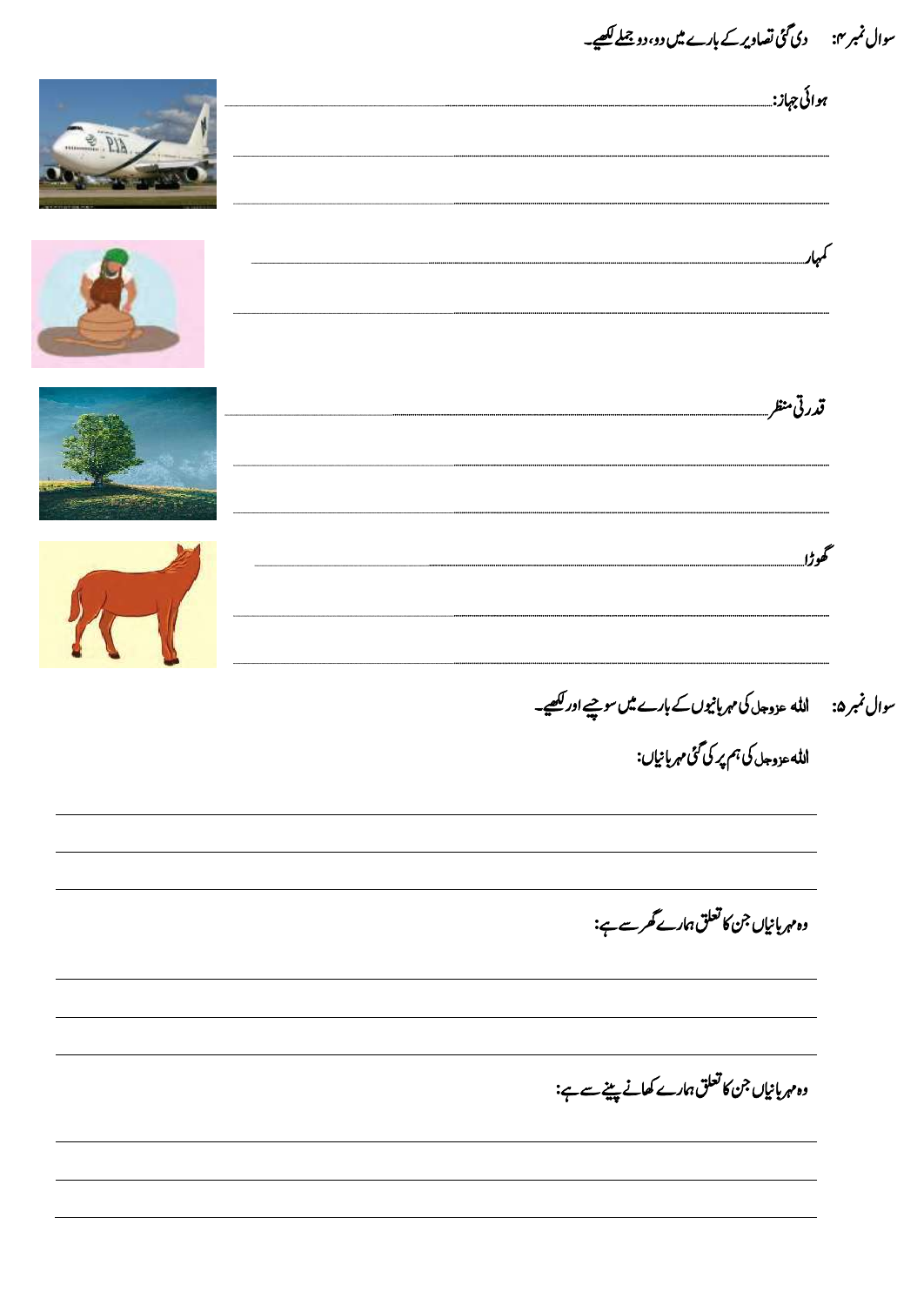سوال نمبر۴: دی گئی تصاویر کے بارے میں دو، دو جملے لکھیے۔

ہوائی جہاز: ...............................................

...............................................

...............................................

کمہار ...............................................

...............................................

قدرتی منظر ...............................................

...............................................

...............................................

گھوڑا ...............................................

...............................................

...............................................

سوال نمبر۵: اللہ عزوجل کی مہربانیوں کے بارے میں سوچیے اور لکھیے۔

اللہ عزوجل کی ہم پر کی گئی مہربانیاں:

...............................................

...............................................

...............................................

وہ مہربانیاں جن کا تعلق ہمارے گھر سے ہے:

...............................................

...............................................

...............................................

وہ مہربانیاں جن کا تعلق ہمارے کھانے پینے سے ہے:

...............................................

...............................................

...............................................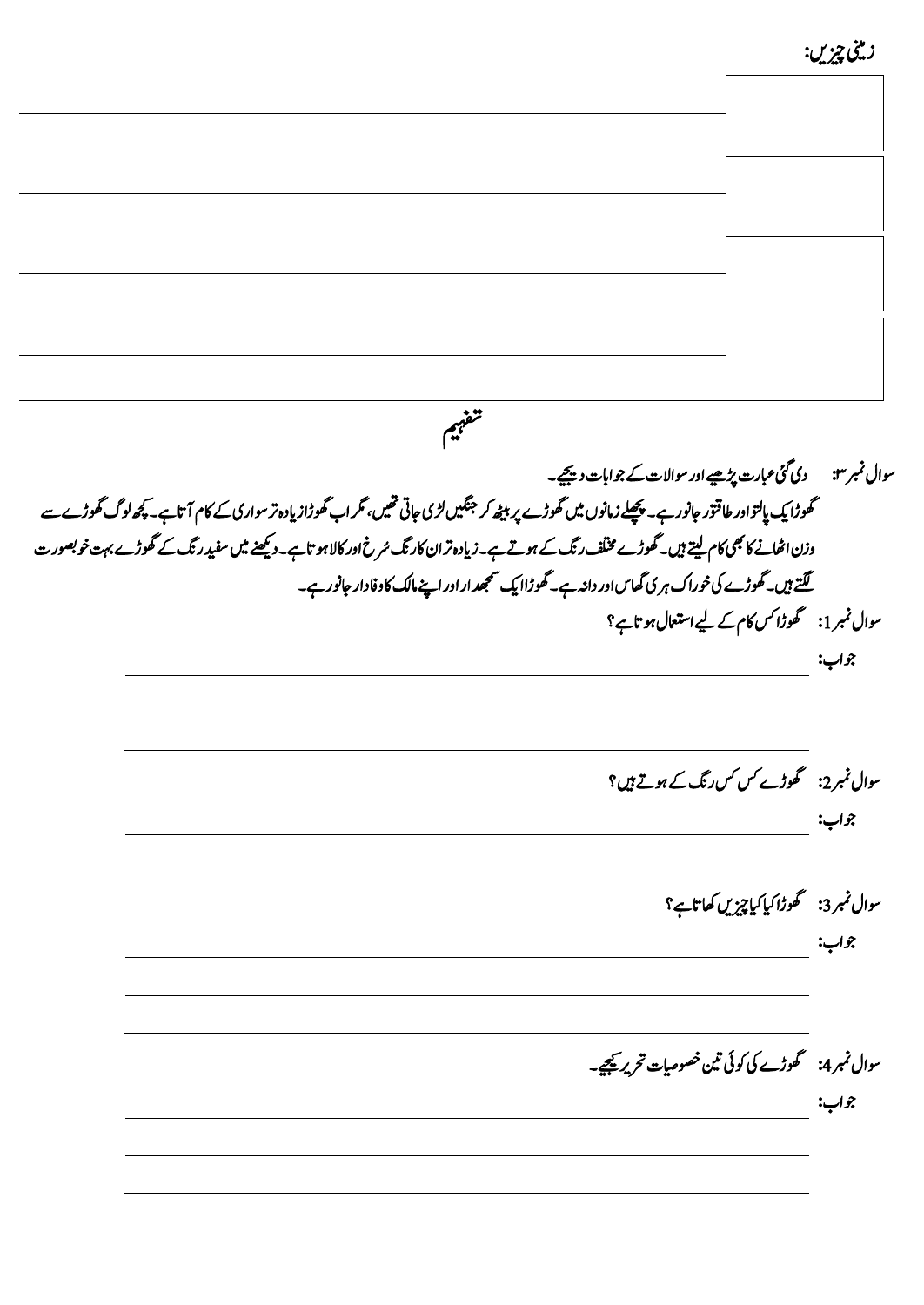زمینی چیزیں:

| | |
|---|---|
| | |
| | |
| | |
| | |

## تفہیم

سوال نمبر ۳: دی گئی عبارت پڑھیے اور سوالات کے جوابات دیجیے۔

گھوڑا ایک پالتو اور طاقتور جانور ہے۔ پچھلے زمانوں میں گھوڑے پر بیٹھ کر جنگیں لڑی جاتی تھیں، مگر اب گھوڑا زیادہ تر سواری کے کام آتا ہے۔ کچھ لوگ گھوڑے سے وزن اٹھانے کا بھی کام لیتے ہیں۔ گھوڑے مختلف رنگ کے ہوتے ہے۔ زیادہ تر ان کا رنگ سُرخ اور کالا ہوتا ہے۔ دیکھنے میں سفید رنگ کے گھوڑے بہت خوبصورت لگتے ہیں۔ گھوڑے کی خوراک ہری گھاس اور دانہ ہے۔ گھوڑا ایک سمجھدار اور اپنے مالک کا وفادار جانور ہے۔

سوال نمبر 1: گھوڑا کس کام کے لیے استعمال ہوتا ہے؟

جواب:

سوال نمبر 2: گھوڑے کس کس رنگ کے ہوتے ہیں؟

جواب:

سوال نمبر 3: گھوڑا کیا کیا چیزیں کھاتا ہے؟

جواب:

سوال نمبر 4: گھوڑے کی کوئی تین خصوصیات تحریر کیجیے۔

جواب: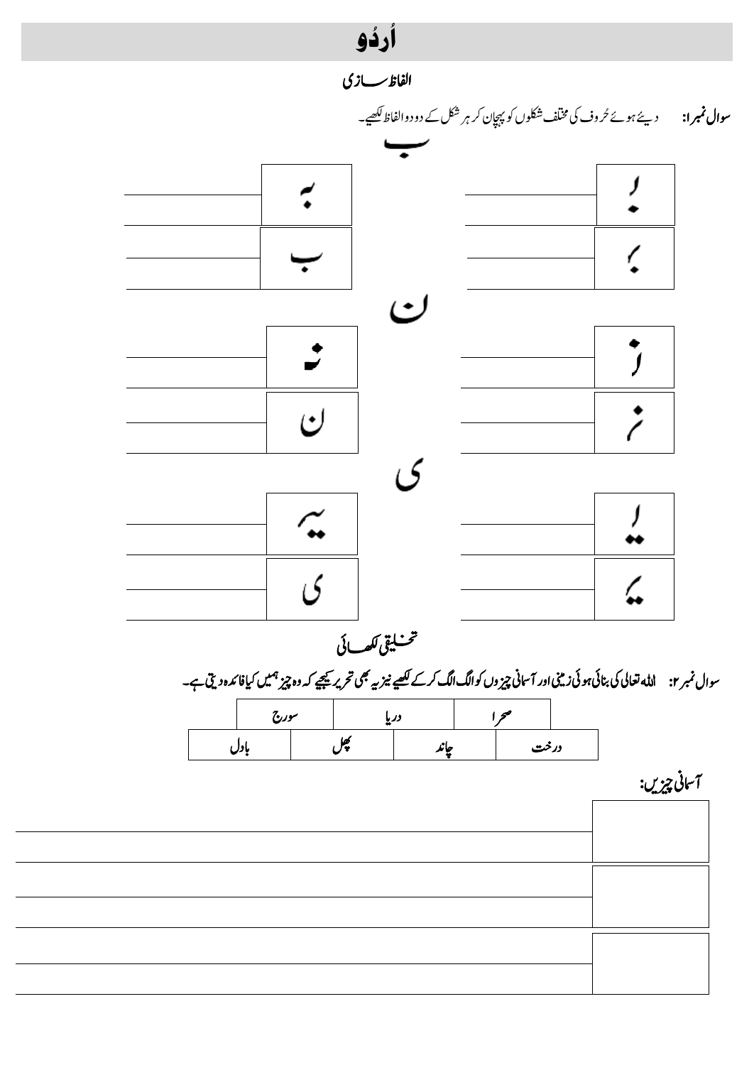# اُردُو

## الفاظ سازی

**سوال نمبر۱:** دیئے ہوئے حُروف کی مختلف شکلوں کو پہچان کر ہر شکل کے دو دو الفاظ لکھیے۔

### ب

| شکل | الفاظ | شکل | الفاظ |
|---|---|---|---|
| بـ | | ـبـ | |
| ـب | | ب | |

### ن

| شکل | الفاظ | شکل | الفاظ |
|---|---|---|---|
| نـ | | ـنـ | |
| ـن | | ن | |

### ی

| شکل | الفاظ | شکل | الفاظ |
|---|---|---|---|
| یـ | | ـیـ | |
| ـی | | ی | |

## تخلیقی لکھائی

**سوال نمبر۲:** اللہ تعالیٰ کی بنائی ہوئی زمینی اور آسمانی چیزوں کو الگ الگ کر کے لکھیے نیز یہ بھی تحریر کیجیے کہ وہ چیز ہمیں کیا فائدہ دیتی ہے۔

| صحرا | دریا | سورج | |
|---|---|---|---|
| درخت | چاند | پھل | بادل |

**آسمانی چیزیں:**

| چیز | فائدہ |
|---|---|
| | |
| | |
| | |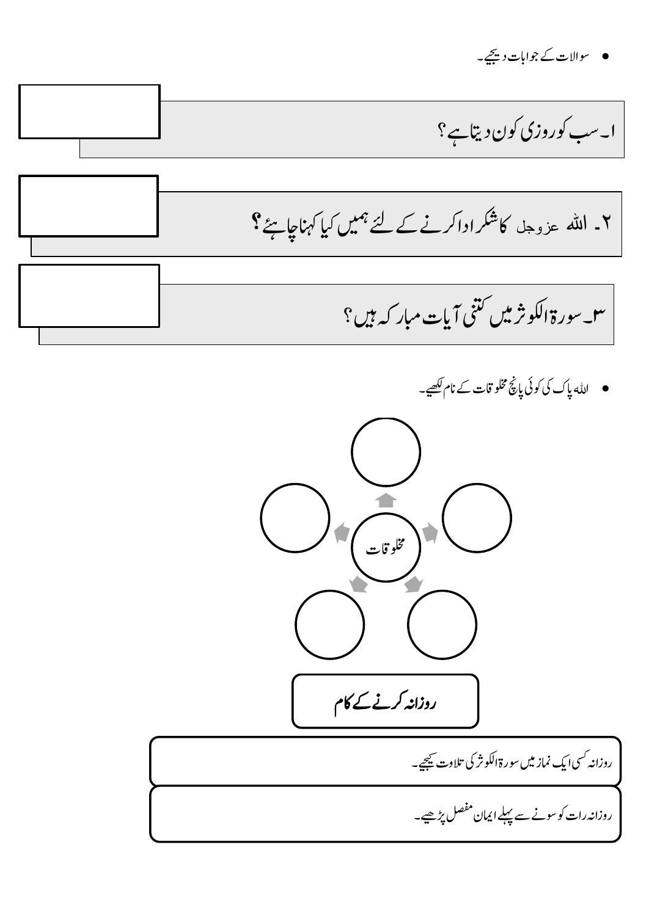- سوالات کے جوابات دیجیے۔

ا۔ سب کو روزی کون دیتا ہے؟

۲۔ اللہ عزوجل کا شکر ادا کرنے کے لئے ہمیں کیا کہنا چاہئے؟

۳۔ سورۃ الکوثر میں کتنی آیات مبارکہ ہیں؟

- اللہ پاک کی کوئی پانچ مخلوقات کے نام لکھیے۔

مخلوقات

**روزانہ کرنے کے کام**

روزانہ کسی ایک نماز میں سورۃ الکوثر کی تلاوت کیجیے۔

روزانہ رات کو سونے سے پہلے ایمان مفصل پڑھیے۔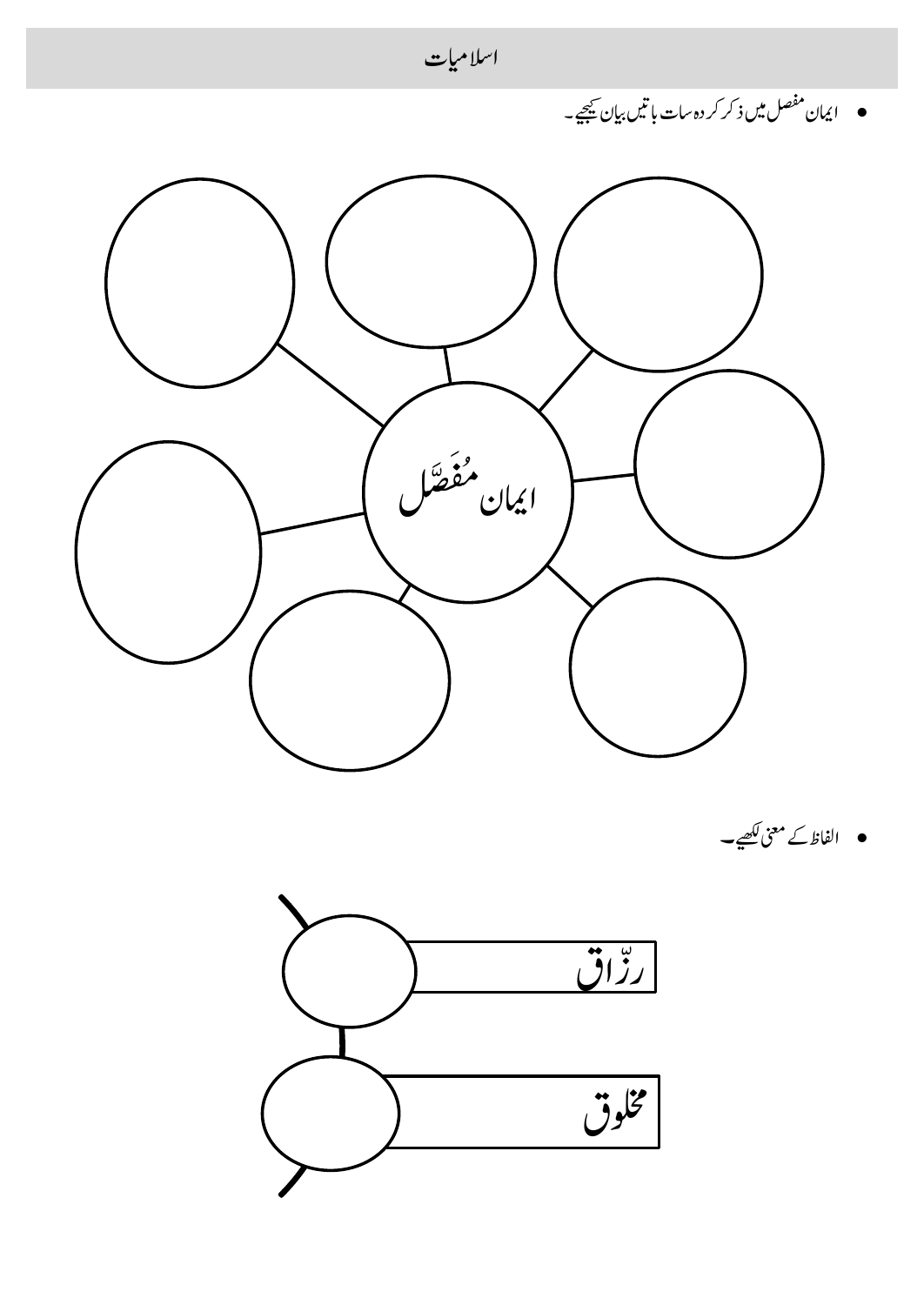# اسلامیات

- ایمان مفصل میں ذکر کردہ سات باتیں بیان کیجیے۔

ایمانِ مُفَصَّل

- الفاظ کے معنی لکھیے۔

رزّاق

مخلوق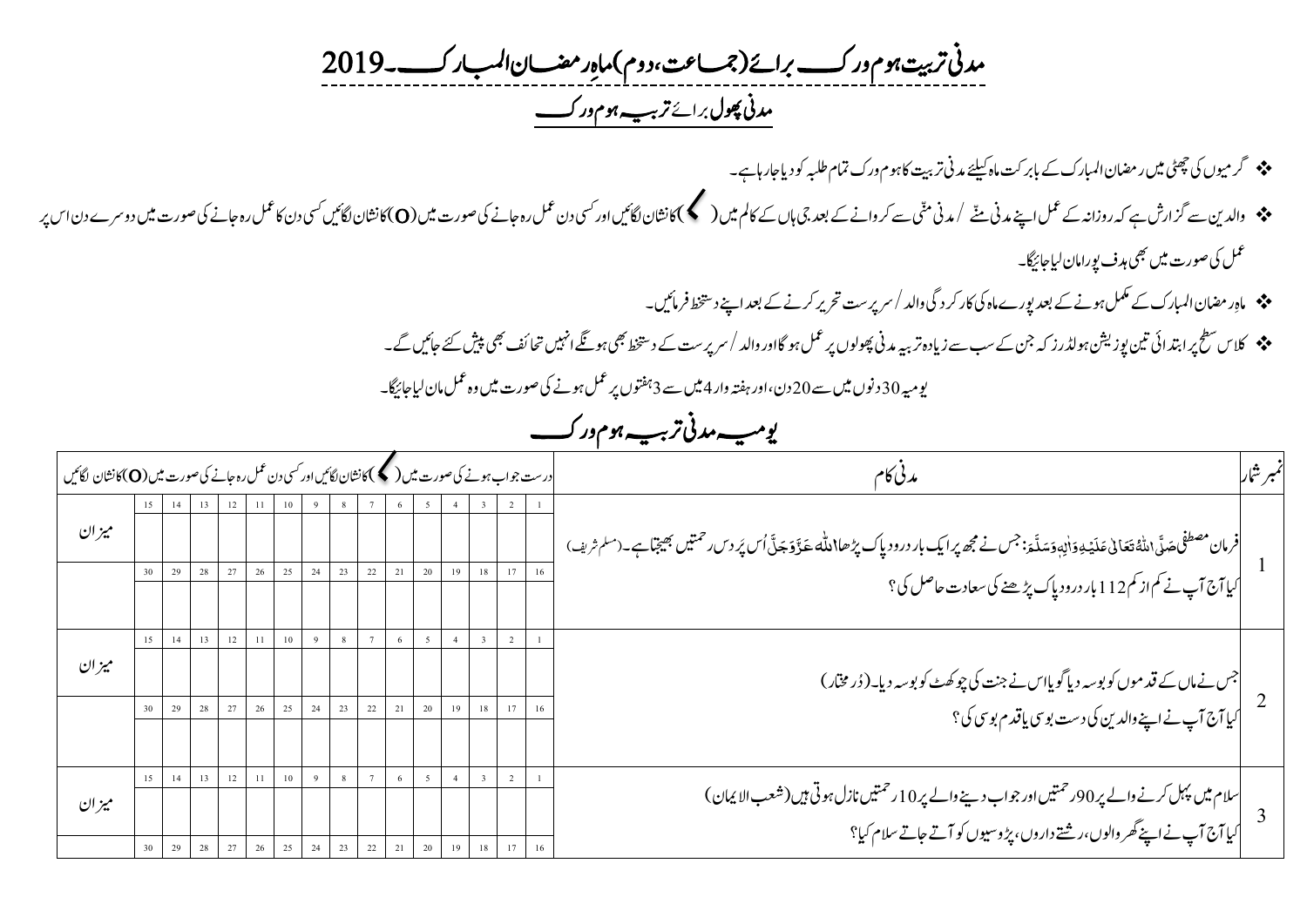# مدنی تربیت ہوم ورک برائے (جماعت،دوم) ماہِ رمضان المبارک۔2019

## مدنی پھول برائے تربیہ ہوم ورک

- ❖ گرمیوں کی چھٹی میں رمضان المبارک کے بابرکت ماہ کیلئے مدنی تربیت کا ہوم ورک تمام طلبہ کو دیا جارہا ہے۔
- ❖ والدین سے گزارش ہے کہ روزانہ کے عمل اپنے مدنی منّے / مدنی منّی سے کروانے کے بعد جی ہاں کے کالم میں (✓) کا نشان لگائیں اور کسی دن عمل رہ جانے کی صورت میں (O) کا نشان لگائیں کسی دن کا عمل رہ جانے کی صورت میں دوسرے دن اس پر عمل کی صورت میں بھی ہدف پورا مان لیا جائیگا۔
- ❖ ماہِ رمضان المبارک کے مکمل ہونے کے بعد پورے ماہ کی کارکردگی والد / سرپرست تحریر کرنے کے بعد اپنے دستخط فرمائیں۔
- ❖ کلاس سطح پر ابتدائی تین پوزیشن ہولڈرز کہ جن کے سب سے زیادہ تربیہ مدنی پھولوں پر عمل ہوگا اور والد / سرپرست کے دستخط بھی ہونگے انہیں تحائف بھی پیش کئے جائیں گے۔

یومیہ 30 دنوں میں سے 20 دن، اور ہفتہ وار 4 میں سے 3 ہفتوں پر عمل ہونے کی صورت میں وہ عمل مان لیا جائیگا۔

## یومیہ مدنی تربیہ ہوم ورک

| نمبر شمار | مدنی کام | 1 | 2 | 3 | 4 | 5 | 6 | 7 | 8 | 9 | 10 | 11 | 12 | 13 | 14 | 15 | میزان |
|---|---|---|---|---|---|---|---|---|---|---|---|---|---|---|---|---|---|
| | | درست جواب ہونے کی صورت میں (✓) کا نشان لگائیں اور کسی دن عمل رہ جانے کی صورت میں (O) کا نشان لگائیں | | | | | | | | | | | | | | | |
| 1 | فرمانِ مصطفیٰ صَلَّى اللّٰهُ تَعَالٰی عَلَیْهِ وَاٰلِهٖ وَسَلَّم: جس نے مجھ پر ایک بار درودِ پاک پڑھا اللہ عَزَّوَجَلَّ اُس پر دس رحمتیں بھیجتا ہے۔ (مسلم شریف)<br>کیا آج آپ نے کم از کم 112 بار درودِ پاک پڑھنے کی سعادت حاصل کی؟ | | | | | | | | | | | | | | | | میزان |
| | | 16 | 17 | 18 | 19 | 20 | 21 | 22 | 23 | 24 | 25 | 26 | 27 | 28 | 29 | 30 | |
| 2 | جس نے ماں کے قدموں کو بوسہ دیا گویا اس نے جنت کی چوکھٹ کو بوسہ دیا۔ (دُرِ مختار)<br>کیا آج آپ نے اپنے والدین کی دست بوسی یا قدم بوسی کی؟ | | | | | | | | | | | | | | | | میزان |
| | | 16 | 17 | 18 | 19 | 20 | 21 | 22 | 23 | 24 | 25 | 26 | 27 | 28 | 29 | 30 | |
| 3 | سلام میں پہل کرنے والے پر 90 رحمتیں اور جواب دینے والے پر 10 رحمتیں نازل ہوتی ہیں (شعب الایمان)<br>کیا آج آپ نے اپنے گھر والوں، رشتے داروں، پڑوسیوں کو آتے جاتے سلام کیا؟ | | | | | | | | | | | | | | | | میزان |
| | | 16 | 17 | 18 | 19 | 20 | 21 | 22 | 23 | 24 | 25 | 26 | 27 | 28 | 29 | 30 | |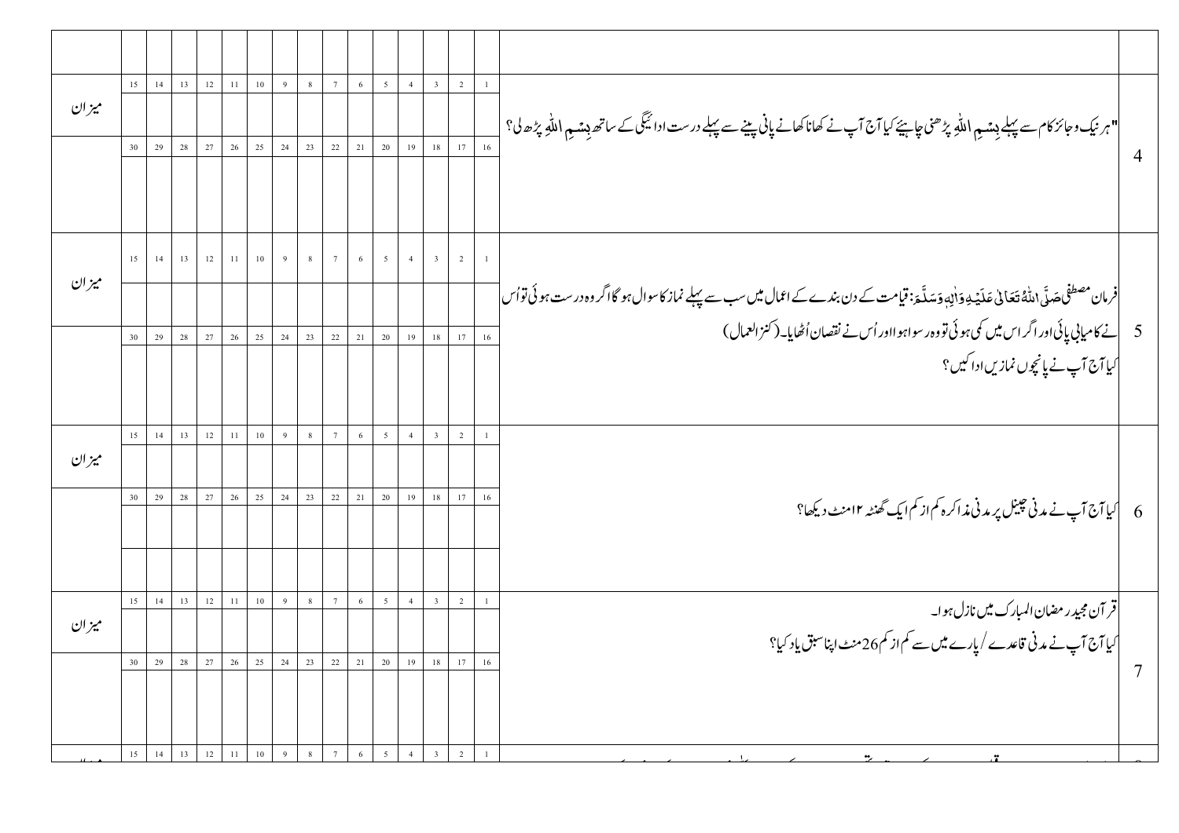| | | | | | | | | | | | | | | | | | |
|---|---|---|---|---|---|---|---|---|---|---|---|---|---|---|---|---|---|
| | | | | | | | | | | | | | | | | | |
| 4 | "ہر نیک و جائز کام سے پہلے بِسْمِ اللہِ پڑھنی چاہیئے کیا آج آپ نے کھانا کھانے پانی پینے سے پہلے درست ادائیگی کے ساتھ بِسْمِ اللہِ پڑھ لی؟ | 1 | 2 | 3 | 4 | 5 | 6 | 7 | 8 | 9 | 10 | 11 | 12 | 13 | 14 | 15 | میزان |
| | | | | | | | | | | | | | | | | | |
| | | 16 | 17 | 18 | 19 | 20 | 21 | 22 | 23 | 24 | 25 | 26 | 27 | 28 | 29 | 30 | |
| | | | | | | | | | | | | | | | | | |
| 5 | فرمانِ مصطفیٰ صَلَّی اللّٰہُ تَعَالٰی عَلَیْہِ وَاٰلِہٖ وَسَلَّمَ: قیامت کے دن بندے کے اعمال میں سب سے پہلے نماز کا سوال ہو گا اگر وہ درست ہوئی تو اُس نے کامیابی پائی اور اگر اس میں کمی ہوئی تو وہ رسوا ہوا اور اُس نے نقصان اُٹھایا۔ (کنز العمال) کیا آج آپ نے پانچوں نمازیں ادا کیں؟ | 1 | 2 | 3 | 4 | 5 | 6 | 7 | 8 | 9 | 10 | 11 | 12 | 13 | 14 | 15 | میزان |
| | | | | | | | | | | | | | | | | | |
| | | 16 | 17 | 18 | 19 | 20 | 21 | 22 | 23 | 24 | 25 | 26 | 27 | 28 | 29 | 30 | |
| | | | | | | | | | | | | | | | | | |
| 6 | کیا آج آپ نے مدنی چینل پر مدنی مذاکرہ کم از کم ایک گھنٹہ ۱۲ منٹ دیکھا؟ | 1 | 2 | 3 | 4 | 5 | 6 | 7 | 8 | 9 | 10 | 11 | 12 | 13 | 14 | 15 | میزان |
| | | | | | | | | | | | | | | | | | |
| | | 16 | 17 | 18 | 19 | 20 | 21 | 22 | 23 | 24 | 25 | 26 | 27 | 28 | 29 | 30 | |
| | | | | | | | | | | | | | | | | | |
| 7 | قرآن مجید رمضان المبارک میں نازل ہوا۔ کیا آج آپ نے مدنی قاعدے / پارے میں سے کم از کم 26 منٹ اپنا سبق یاد کیا؟ | 1 | 2 | 3 | 4 | 5 | 6 | 7 | 8 | 9 | 10 | 11 | 12 | 13 | 14 | 15 | میزان |
| | | | | | | | | | | | | | | | | | |
| | | 16 | 17 | 18 | 19 | 20 | 21 | 22 | 23 | 24 | 25 | 26 | 27 | 28 | 29 | 30 | |
| | | | | | | | | | | | | | | | | | |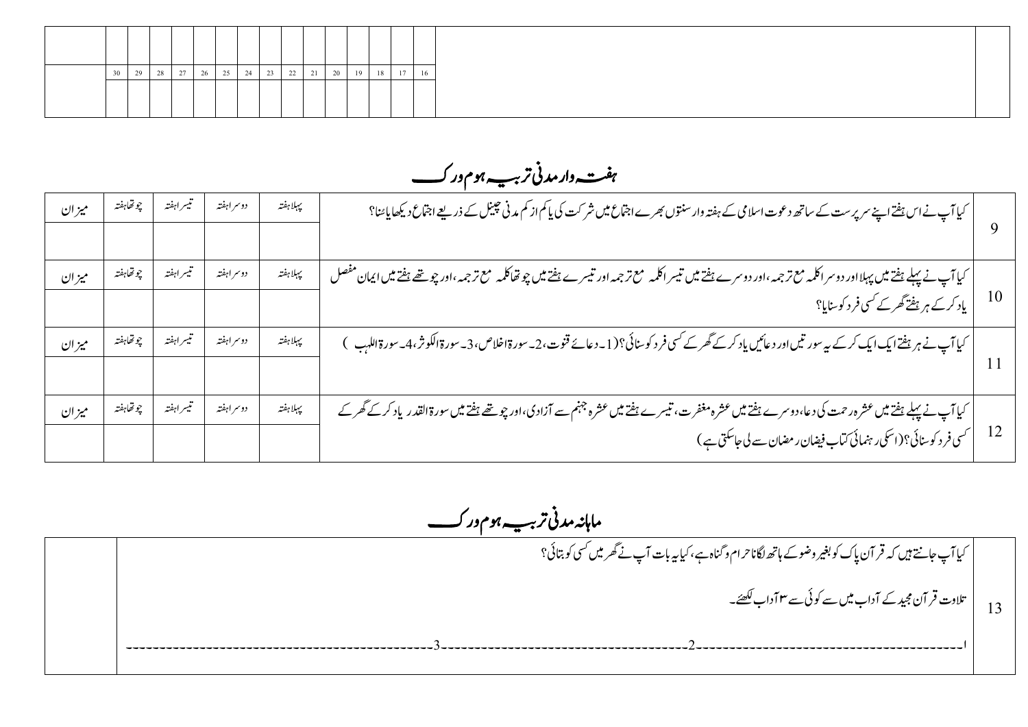| | 30 | 29 | 28 | 27 | 26 | 25 | 24 | 23 | 22 | 21 | 20 | 19 | 18 | 17 | 16 | | |
|---|---|---|---|---|---|---|---|---|---|---|---|---|---|---|---|---|---|
| | | | | | | | | | | | | | | | | | |

## ہفتہ وار مدنی تربیہ ہوم ورک

| | | پہلا ہفتہ | دوسرا ہفتہ | تیسرا ہفتہ | چوتھا ہفتہ | میزان |
|---|---|---|---|---|---|---|
| 9 | کیا آپ نے اس ہفتے اپنے سرپرست کے ساتھ دعوت اسلامی کے ہفتہ وار سنتوں بھرے اجتماع میں شرکت کی یا کم از کم مدنی چینل کے ذریعے اجتماع دیکھا یا سُنا؟ | | | | | |
| 10 | کیا آپ نے پہلے ہفتے میں پہلا اور دوسرا کلمہ مع ترجمہ، اور دوسرے ہفتے میں تیسرا کلمہ مع ترجمہ اور تیسرے ہفتے میں چوتھا کلمہ مع ترجمہ، اور چوتھے ہفتے میں ایمان مفصل یاد کر کے ہر ہفتے گھر کے کسی فرد کو سنایا؟ | | | | | |
| 11 | کیا آپ نے ہر ہفتے ایک ایک کر کے یہ سورتیں اور دعائیں یاد کر کے گھر کے کسی فرد کو سنائی؟ (1۔ دعائے قنوت، 2۔ سورۃ اخلاص، 3۔ سورۃ الکوثر، 4۔ سورۃ اللھب) | | | | | |
| 12 | کیا آپ نے پہلے ہفتے میں عشرہ رحمت کی دعا، دوسرے ہفتے میں عشرہ مغفرت، تیسرے ہفتے میں عشرہ جہنم سے آزادی، اور چوتھے ہفتے میں سورۃ القدر یاد کر کے گھر کے کسی فرد کو سنائی؟ (اسکی رہنمائی کتاب فیضان رمضان سے لی جاسکتی ہے) | | | | | |

## ماہانہ مدنی تربیہ ہوم ورک

| | | |
|---|---|---|
| 13 | کیا آپ جانتے ہیں کہ قرآن پاک کو بغیر وضو کے ہاتھ لگانا حرام و گناہ ہے، کیا یہ بات آپ نے گھر میں کسی کو بتائی؟<br><br>تلاوت قرآن مجید کے آداب میں سے کوئی سے ۳ آداب لکھئے۔<br><br>ا۔---------------------------------------2---------------------------------------3--------------------------------------- | |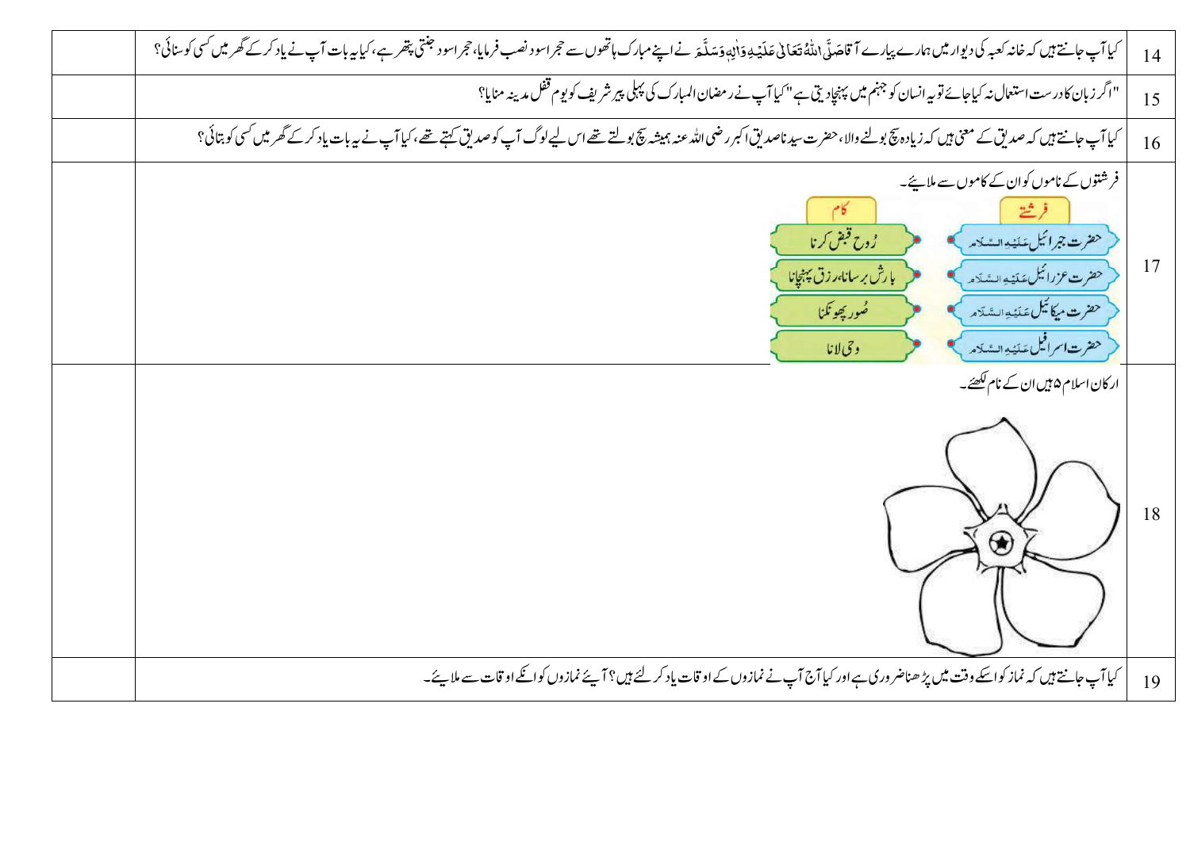| | | |
|---|---|---|
| | کیا آپ جانتے ہیں کہ خانہ کعبہ کی دیوار میں ہمارے پیارے آقا صَلَّی اللّٰہُ تَعَالٰی عَلَیْہِ وَاٰلِہٖ وَسَلَّمَ نے اپنے مبارک ہاتھوں سے حجر اسود نصب فرمایا، حجر اسود جنتی پتھر ہے، کیا یہ بات آپ نے یاد کر کے گھر میں کسی کو سنائی؟ | 14 |
| | "اگر زبان کا درست استعمال نہ کیا جائے تو یہ انسان کو جہنم میں پہنچا دیتی ہے" کیا آپ نے رمضان المبارک کی پہلی پیر شریف کو یوم قفل مدینہ منایا؟ | 15 |
| | کیا آپ جانتے ہیں کہ صدیق کے معنی ہیں کہ زیادہ سچ بولنے والا، حضرت سیدنا صدیق اکبر رضی اللہ عنہ ہمیشہ سچ بولتے تھے اس لیے لوگ آپ کو صدیق کہتے تھے، کیا آپ نے یہ بات یاد کر کے گھر میں کسی کو بتائی؟ | 16 |
| | فرشتوں کے ناموں کو ان کے کاموں سے ملائیے۔<br>**فرشتے:** حضرت جبرائیل عَلَیْہِ السَّلَام / حضرت عزرائیل عَلَیْہِ السَّلَام / حضرت میکائیل عَلَیْہِ السَّلَام / حضرت اسرافیل عَلَیْہِ السَّلَام<br>**کام:** رُوح قبض کرنا / بارش برسانا، رزق پہنچانا / صُور پھونکنا / وحی لانا | 17 |
| | ارکان اسلام ۵ ہیں ان کے نام لکھئے۔ | 18 |
| | کیا آپ جانتے ہیں کہ نماز کو اسکے وقت میں پڑھنا ضروری ہے اور کیا آج آپ نے نمازوں کے اوقات یاد کر لئے ہیں؟ آیئے نمازوں کو انکے اوقات سے ملائیے۔ | 19 |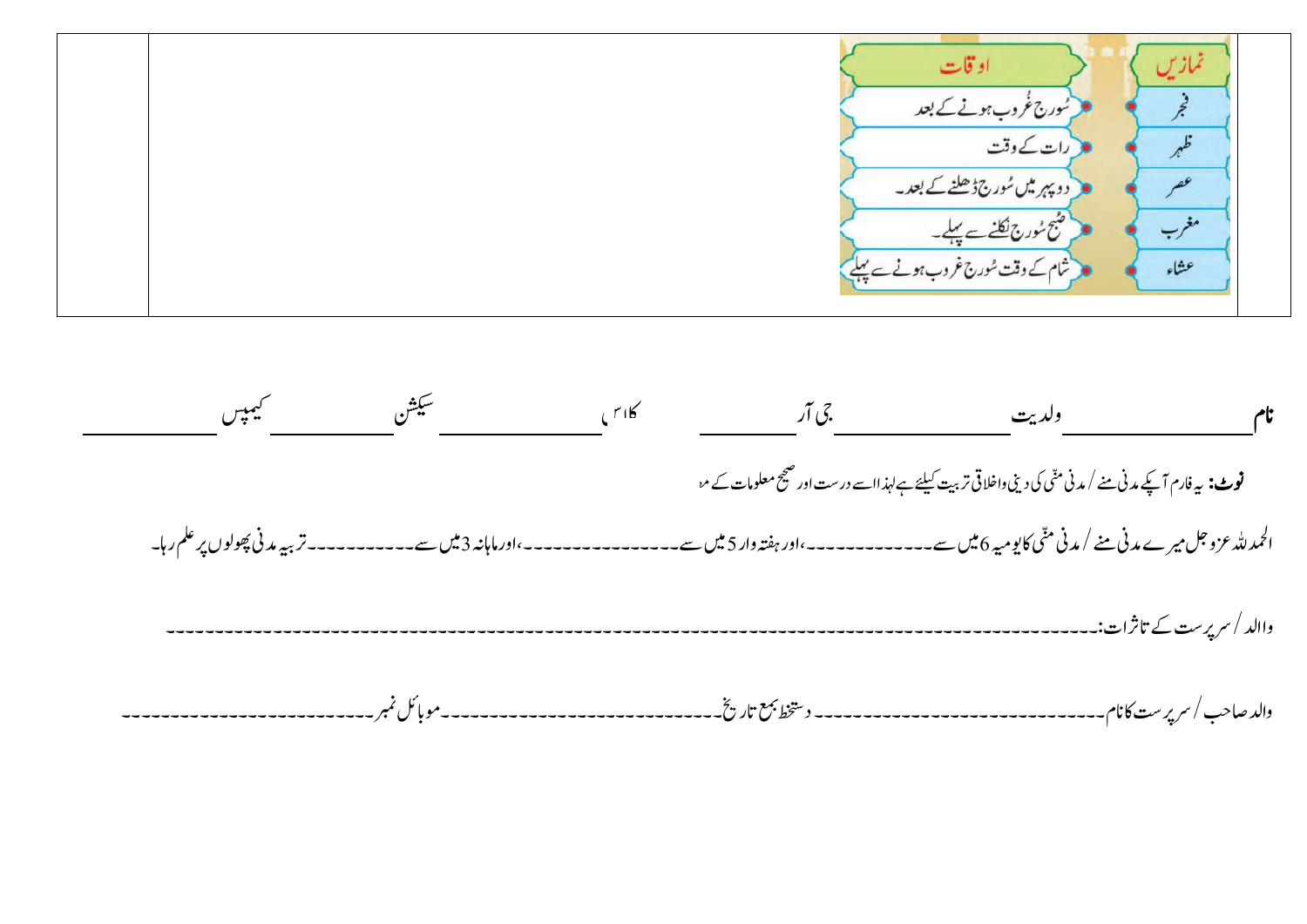| | | |
|---|---|---|
| نمازیں | | اوقات |
| فجر | | سُورج غُروب ہونے کے بعد |
| ظہر | | رات کے وقت |
| عصر | | دوپہر میں سُورج ڈھلنے کے بعد۔ |
| مغرب | | صُبح سُورج نکلنے سے پہلے۔ |
| عشاء | | شام کے وقت سُورج غروب ہونے سے پہلے |

نام__________ ولدیت__________ جی آر__________ کلاس__________ سیکشن__________ کیمپس__________

**نوٹ:** یہ فارم آپکے مدنی منے / مدنی منّی کی دینی واخلاقی تربیت کیلئے ہے لہذا اسے درست اور صحیح معلومات کے مہ

الحمدللہ عزوجل میرے مدنی منے / مدنی منّی کا یومیہ 6 میں سے--------------، اور ہفتہ وار 5 میں سے----------------، اور ماہانہ 3 میں سے-----------تربیہ مدنی پھولوں پر علم رہا۔

واالد / سرپرست کے تاثرات:-----------------------------------------------------------------------------------

والد صاحب / سرپرست کا نام------------------------------ دستخط بمع تاریخ------------------------------ موبائل نمبر--------------------------